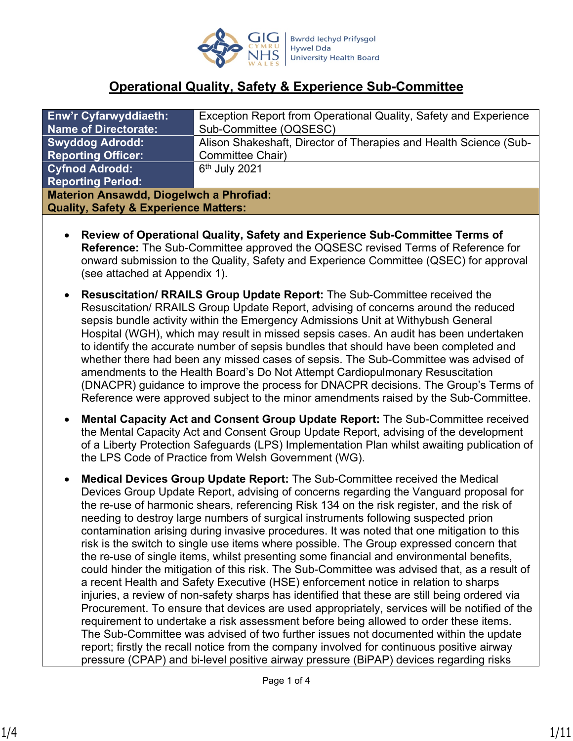# Operational Quality, Safety & Experience Sub-Committee

| Enw'r Cyfarwyddiaeth: Name of Directorate: | Exception Report from Operational Quality, Safety and Experience Sub-Committee (OQSESC) |
|---|---|
| Swyddog Adrodd: Reporting Officer: | Alison Shakeshaft, Director of Therapies and Health Science (Sub-Committee Chair) |
| Cyfnod Adrodd: Reporting Period: | 6th July 2021 |

**Materion Ansawdd, Diogelwch a Phrofiad:**
**Quality, Safety & Experience Matters:**

- **Review of Operational Quality, Safety and Experience Sub-Committee Terms of Reference:** The Sub-Committee approved the OQSESC revised Terms of Reference for onward submission to the Quality, Safety and Experience Committee (QSEC) for approval (see attached at Appendix 1).

- **Resuscitation/ RRAILS Group Update Report:** The Sub-Committee received the Resuscitation/ RRAILS Group Update Report, advising of concerns around the reduced sepsis bundle activity within the Emergency Admissions Unit at Withybush General Hospital (WGH), which may result in missed sepsis cases. An audit has been undertaken to identify the accurate number of sepsis bundles that should have been completed and whether there had been any missed cases of sepsis. The Sub-Committee was advised of amendments to the Health Board's Do Not Attempt Cardiopulmonary Resuscitation (DNACPR) guidance to improve the process for DNACPR decisions. The Group's Terms of Reference were approved subject to the minor amendments raised by the Sub-Committee.

- **Mental Capacity Act and Consent Group Update Report:** The Sub-Committee received the Mental Capacity Act and Consent Group Update Report, advising of the development of a Liberty Protection Safeguards (LPS) Implementation Plan whilst awaiting publication of the LPS Code of Practice from Welsh Government (WG).

- **Medical Devices Group Update Report:** The Sub-Committee received the Medical Devices Group Update Report, advising of concerns regarding the Vanguard proposal for the re-use of harmonic shears, referencing Risk 134 on the risk register, and the risk of needing to destroy large numbers of surgical instruments following suspected prion contamination arising during invasive procedures. It was noted that one mitigation to this risk is the switch to single use items where possible. The Group expressed concern that the re-use of single items, whilst presenting some financial and environmental benefits, could hinder the mitigation of this risk. The Sub-Committee was advised that, as a result of a recent Health and Safety Executive (HSE) enforcement notice in relation to sharps injuries, a review of non-safety sharps has identified that these are still being ordered via Procurement. To ensure that devices are used appropriately, services will be notified of the requirement to undertake a risk assessment before being allowed to order these items. The Sub-Committee was advised of two further issues not documented within the update report; firstly the recall notice from the company involved for continuous positive airway pressure (CPAP) and bi-level positive airway pressure (BiPAP) devices regarding risks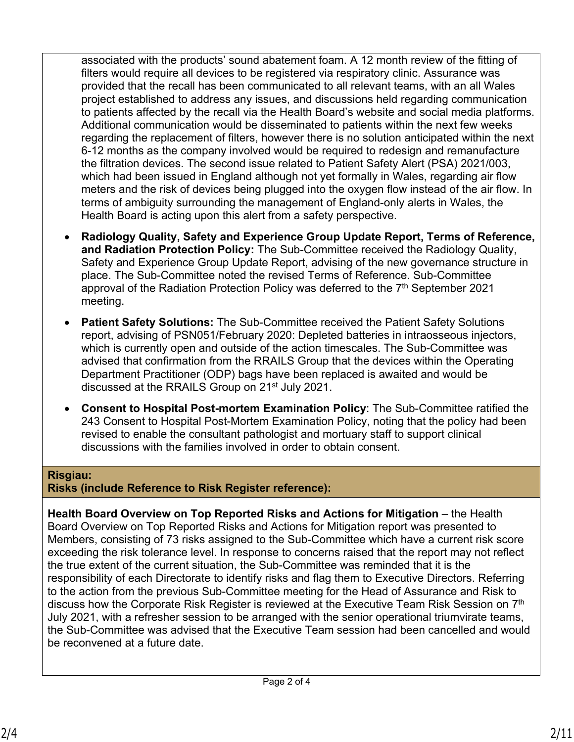associated with the products' sound abatement foam. A 12 month review of the fitting of filters would require all devices to be registered via respiratory clinic. Assurance was provided that the recall has been communicated to all relevant teams, with an all Wales project established to address any issues, and discussions held regarding communication to patients affected by the recall via the Health Board's website and social media platforms. Additional communication would be disseminated to patients within the next few weeks regarding the replacement of filters, however there is no solution anticipated within the next 6-12 months as the company involved would be required to redesign and remanufacture the filtration devices. The second issue related to Patient Safety Alert (PSA) 2021/003, which had been issued in England although not yet formally in Wales, regarding air flow meters and the risk of devices being plugged into the oxygen flow instead of the air flow. In terms of ambiguity surrounding the management of England-only alerts in Wales, the Health Board is acting upon this alert from a safety perspective.

- **Radiology Quality, Safety and Experience Group Update Report, Terms of Reference, and Radiation Protection Policy:** The Sub-Committee received the Radiology Quality, Safety and Experience Group Update Report, advising of the new governance structure in place. The Sub-Committee noted the revised Terms of Reference. Sub-Committee approval of the Radiation Protection Policy was deferred to the 7th September 2021 meeting.
- **Patient Safety Solutions:** The Sub-Committee received the Patient Safety Solutions report, advising of PSN051/February 2020: Depleted batteries in intraosseous injectors, which is currently open and outside of the action timescales. The Sub-Committee was advised that confirmation from the RRAILS Group that the devices within the Operating Department Practitioner (ODP) bags have been replaced is awaited and would be discussed at the RRAILS Group on 21st July 2021.
- **Consent to Hospital Post-mortem Examination Policy**: The Sub-Committee ratified the 243 Consent to Hospital Post-Mortem Examination Policy, noting that the policy had been revised to enable the consultant pathologist and mortuary staff to support clinical discussions with the families involved in order to obtain consent.

**Risgiau:**
**Risks (include Reference to Risk Register reference):**

**Health Board Overview on Top Reported Risks and Actions for Mitigation** – the Health Board Overview on Top Reported Risks and Actions for Mitigation report was presented to Members, consisting of 73 risks assigned to the Sub-Committee which have a current risk score exceeding the risk tolerance level. In response to concerns raised that the report may not reflect the true extent of the current situation, the Sub-Committee was reminded that it is the responsibility of each Directorate to identify risks and flag them to Executive Directors. Referring to the action from the previous Sub-Committee meeting for the Head of Assurance and Risk to discuss how the Corporate Risk Register is reviewed at the Executive Team Risk Session on 7th July 2021, with a refresher session to be arranged with the senior operational triumvirate teams, the Sub-Committee was advised that the Executive Team session had been cancelled and would be reconvened at a future date.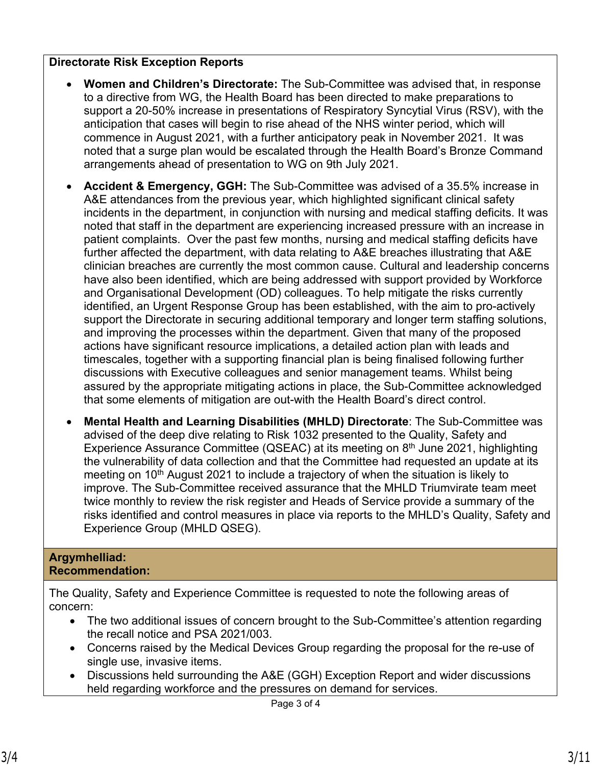**Directorate Risk Exception Reports**

- **Women and Children's Directorate:** The Sub-Committee was advised that, in response to a directive from WG, the Health Board has been directed to make preparations to support a 20-50% increase in presentations of Respiratory Syncytial Virus (RSV), with the anticipation that cases will begin to rise ahead of the NHS winter period, which will commence in August 2021, with a further anticipatory peak in November 2021. It was noted that a surge plan would be escalated through the Health Board's Bronze Command arrangements ahead of presentation to WG on 9th July 2021.
- **Accident & Emergency, GGH:** The Sub-Committee was advised of a 35.5% increase in A&E attendances from the previous year, which highlighted significant clinical safety incidents in the department, in conjunction with nursing and medical staffing deficits. It was noted that staff in the department are experiencing increased pressure with an increase in patient complaints. Over the past few months, nursing and medical staffing deficits have further affected the department, with data relating to A&E breaches illustrating that A&E clinician breaches are currently the most common cause. Cultural and leadership concerns have also been identified, which are being addressed with support provided by Workforce and Organisational Development (OD) colleagues. To help mitigate the risks currently identified, an Urgent Response Group has been established, with the aim to pro-actively support the Directorate in securing additional temporary and longer term staffing solutions, and improving the processes within the department. Given that many of the proposed actions have significant resource implications, a detailed action plan with leads and timescales, together with a supporting financial plan is being finalised following further discussions with Executive colleagues and senior management teams. Whilst being assured by the appropriate mitigating actions in place, the Sub-Committee acknowledged that some elements of mitigation are out-with the Health Board's direct control.
- **Mental Health and Learning Disabilities (MHLD) Directorate**: The Sub-Committee was advised of the deep dive relating to Risk 1032 presented to the Quality, Safety and Experience Assurance Committee (QSEAC) at its meeting on 8th June 2021, highlighting the vulnerability of data collection and that the Committee had requested an update at its meeting on 10th August 2021 to include a trajectory of when the situation is likely to improve. The Sub-Committee received assurance that the MHLD Triumvirate team meet twice monthly to review the risk register and Heads of Service provide a summary of the risks identified and control measures in place via reports to the MHLD's Quality, Safety and Experience Group (MHLD QSEG).

**Argymhelliad:**
**Recommendation:**

The Quality, Safety and Experience Committee is requested to note the following areas of concern:

- The two additional issues of concern brought to the Sub-Committee's attention regarding the recall notice and PSA 2021/003.
- Concerns raised by the Medical Devices Group regarding the proposal for the re-use of single use, invasive items.
- Discussions held surrounding the A&E (GGH) Exception Report and wider discussions held regarding workforce and the pressures on demand for services.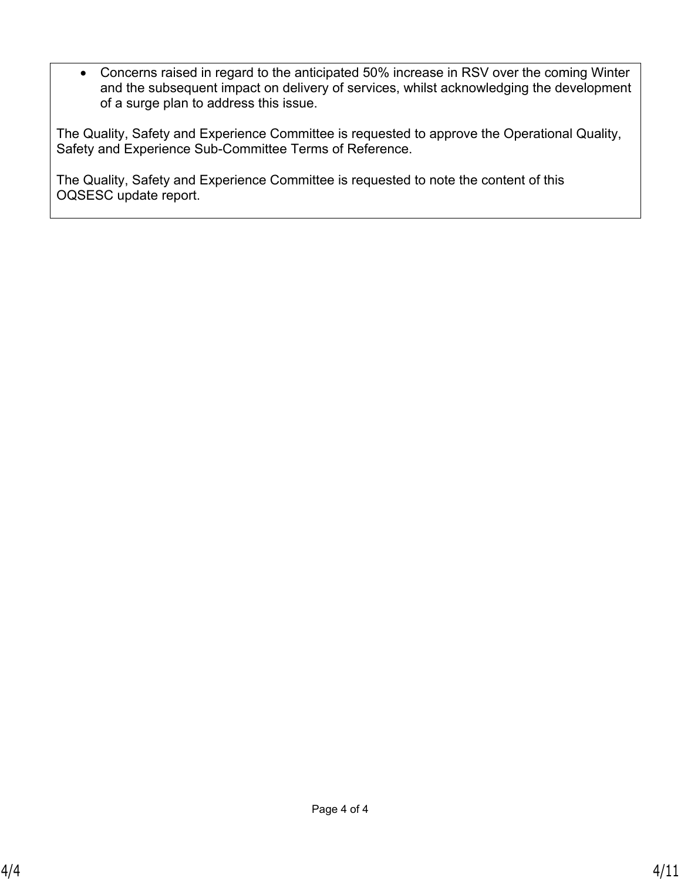- Concerns raised in regard to the anticipated 50% increase in RSV over the coming Winter and the subsequent impact on delivery of services, whilst acknowledging the development of a surge plan to address this issue.

The Quality, Safety and Experience Committee is requested to approve the Operational Quality, Safety and Experience Sub-Committee Terms of Reference.

The Quality, Safety and Experience Committee is requested to note the content of this OQSESC update report.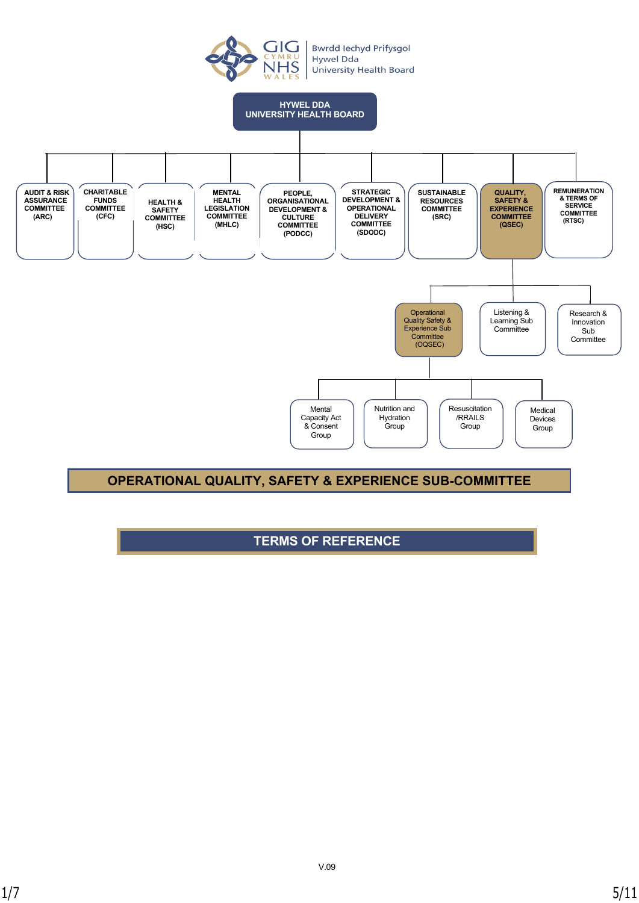Bwrdd Iechyd Prifysgol Hywel Dda University Health Board

**HYWEL DDA UNIVERSITY HEALTH BOARD**

- AUDIT & RISK ASSURANCE COMMITTEE (ARC)
- CHARITABLE FUNDS COMMITTEE (CFC)
- HEALTH & SAFETY COMMITTEE (HSC)
- MENTAL HEALTH LEGISLATION COMMITTEE (MHLC)
- PEOPLE, ORGANISATIONAL DEVELOPMENT & CULTURE COMMITTEE (PODCC)
- STRATEGIC DEVELOPMENT & OPERATIONAL DELIVERY COMMITTEE (SDODC)
- SUSTAINABLE RESOURCES COMMITTEE (SRC)
- QUALITY, SAFETY & EXPERIENCE COMMITTEE (QSEC)
  - Operational Quality Safety & Experience Sub Committee (OQSEC)
    - Mental Capacity Act & Consent Group
    - Nutrition and Hydration Group
    - Resuscitation /RRAILS Group
    - Medical Devices Group
  - Listening & Learning Sub Committee
  - Research & Innovation Sub Committee
- REMUNERATION & TERMS OF SERVICE COMMITTEE (RTSC)

# OPERATIONAL QUALITY, SAFETY & EXPERIENCE SUB-COMMITTEE

## TERMS OF REFERENCE

V.09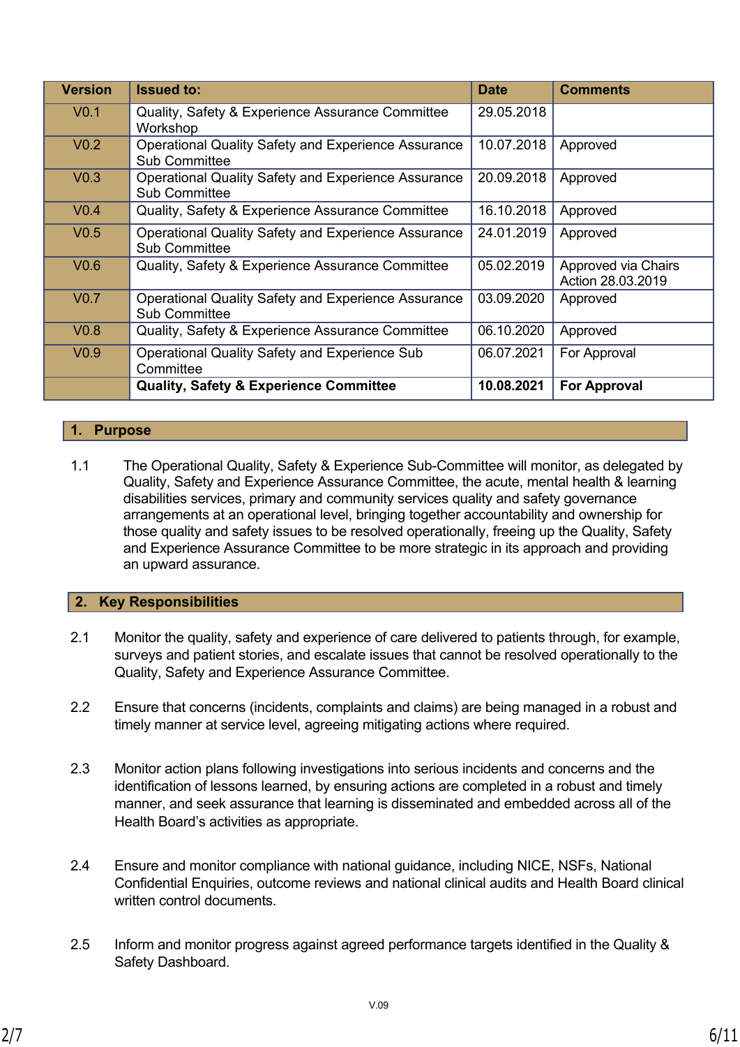| Version | Issued to: | Date | Comments |
|---|---|---|---|
| V0.1 | Quality, Safety & Experience Assurance Committee Workshop | 29.05.2018 | |
| V0.2 | Operational Quality Safety and Experience Assurance Sub Committee | 10.07.2018 | Approved |
| V0.3 | Operational Quality Safety and Experience Assurance Sub Committee | 20.09.2018 | Approved |
| V0.4 | Quality, Safety & Experience Assurance Committee | 16.10.2018 | Approved |
| V0.5 | Operational Quality Safety and Experience Assurance Sub Committee | 24.01.2019 | Approved |
| V0.6 | Quality, Safety & Experience Assurance Committee | 05.02.2019 | Approved via Chairs Action 28.03.2019 |
| V0.7 | Operational Quality Safety and Experience Assurance Sub Committee | 03.09.2020 | Approved |
| V0.8 | Quality, Safety & Experience Assurance Committee | 06.10.2020 | Approved |
| V0.9 | Operational Quality Safety and Experience Sub Committee | 06.07.2021 | For Approval |
| | **Quality, Safety & Experience Committee** | **10.08.2021** | **For Approval** |

## 1. Purpose

1.1 The Operational Quality, Safety & Experience Sub-Committee will monitor, as delegated by Quality, Safety and Experience Assurance Committee, the acute, mental health & learning disabilities services, primary and community services quality and safety governance arrangements at an operational level, bringing together accountability and ownership for those quality and safety issues to be resolved operationally, freeing up the Quality, Safety and Experience Assurance Committee to be more strategic in its approach and providing an upward assurance.

## 2. Key Responsibilities

2.1 Monitor the quality, safety and experience of care delivered to patients through, for example, surveys and patient stories, and escalate issues that cannot be resolved operationally to the Quality, Safety and Experience Assurance Committee.

2.2 Ensure that concerns (incidents, complaints and claims) are being managed in a robust and timely manner at service level, agreeing mitigating actions where required.

2.3 Monitor action plans following investigations into serious incidents and concerns and the identification of lessons learned, by ensuring actions are completed in a robust and timely manner, and seek assurance that learning is disseminated and embedded across all of the Health Board's activities as appropriate.

2.4 Ensure and monitor compliance with national guidance, including NICE, NSFs, National Confidential Enquiries, outcome reviews and national clinical audits and Health Board clinical written control documents.

2.5 Inform and monitor progress against agreed performance targets identified in the Quality & Safety Dashboard.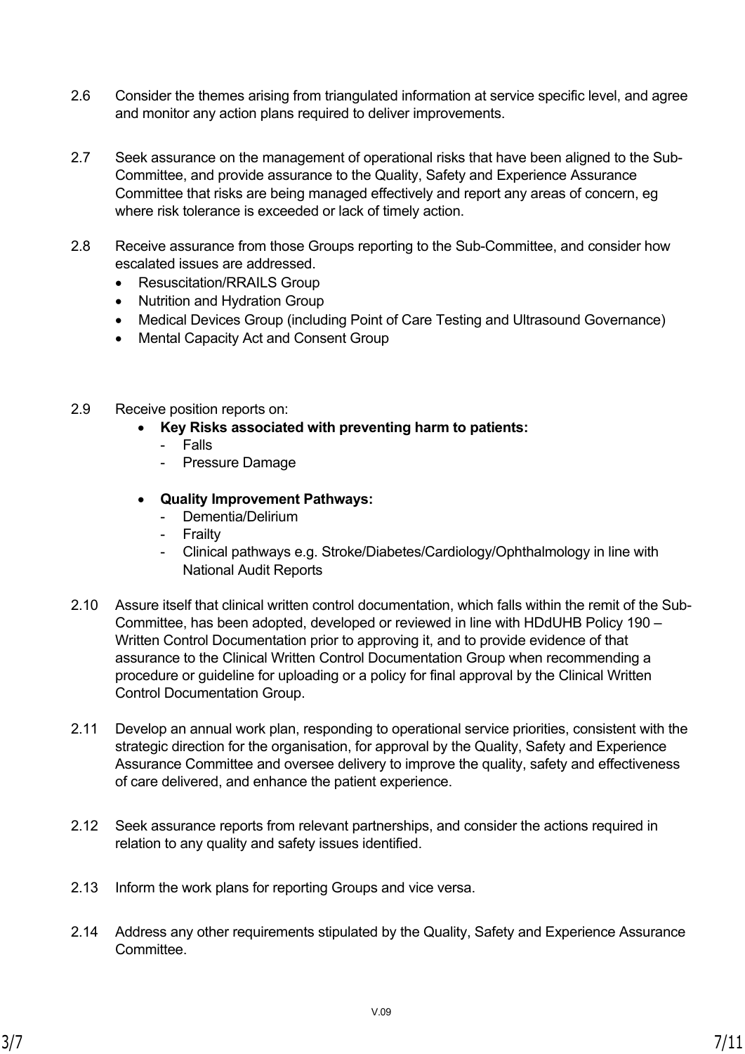2.6 Consider the themes arising from triangulated information at service specific level, and agree and monitor any action plans required to deliver improvements.

2.7 Seek assurance on the management of operational risks that have been aligned to the Sub-Committee, and provide assurance to the Quality, Safety and Experience Assurance Committee that risks are being managed effectively and report any areas of concern, eg where risk tolerance is exceeded or lack of timely action.

2.8 Receive assurance from those Groups reporting to the Sub-Committee, and consider how escalated issues are addressed.

- Resuscitation/RRAILS Group
- Nutrition and Hydration Group
- Medical Devices Group (including Point of Care Testing and Ultrasound Governance)
- Mental Capacity Act and Consent Group

2.9 Receive position reports on:

- **Key Risks associated with preventing harm to patients:**
  - Falls
  - Pressure Damage
- **Quality Improvement Pathways:**
  - Dementia/Delirium
  - Frailty
  - Clinical pathways e.g. Stroke/Diabetes/Cardiology/Ophthalmology in line with National Audit Reports

2.10 Assure itself that clinical written control documentation, which falls within the remit of the Sub-Committee, has been adopted, developed or reviewed in line with HDdUHB Policy 190 – Written Control Documentation prior to approving it, and to provide evidence of that assurance to the Clinical Written Control Documentation Group when recommending a procedure or guideline for uploading or a policy for final approval by the Clinical Written Control Documentation Group.

2.11 Develop an annual work plan, responding to operational service priorities, consistent with the strategic direction for the organisation, for approval by the Quality, Safety and Experience Assurance Committee and oversee delivery to improve the quality, safety and effectiveness of care delivered, and enhance the patient experience.

2.12 Seek assurance reports from relevant partnerships, and consider the actions required in relation to any quality and safety issues identified.

2.13 Inform the work plans for reporting Groups and vice versa.

2.14 Address any other requirements stipulated by the Quality, Safety and Experience Assurance Committee.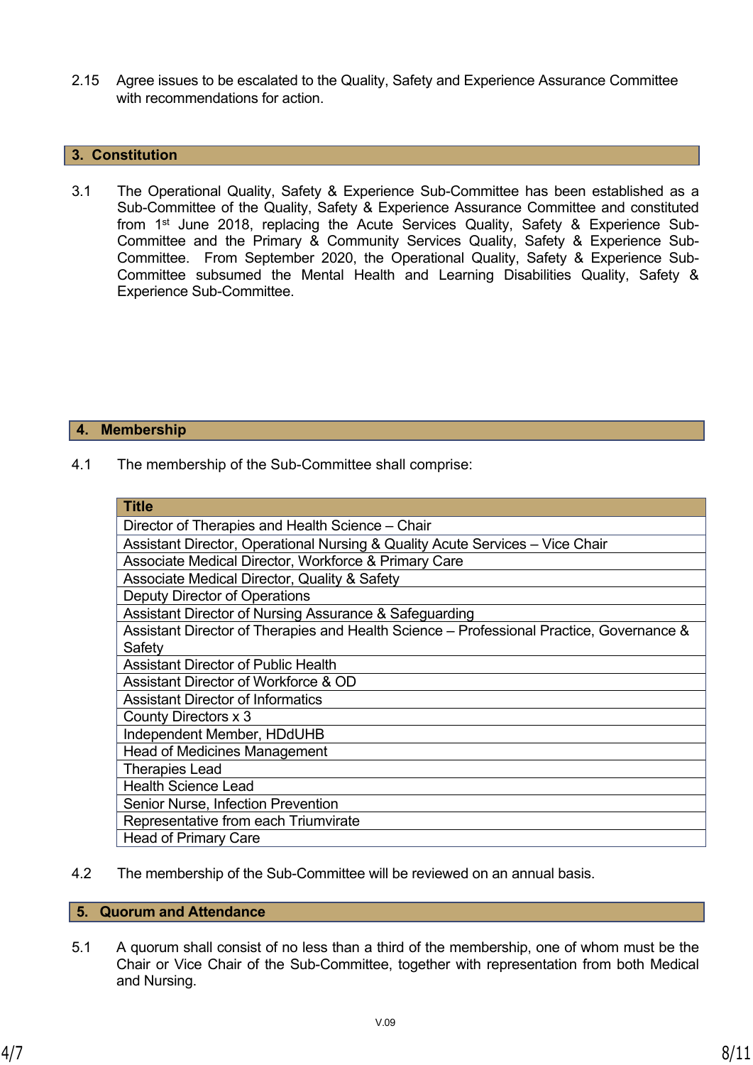2.15 Agree issues to be escalated to the Quality, Safety and Experience Assurance Committee with recommendations for action.

## 3. Constitution

3.1 The Operational Quality, Safety & Experience Sub-Committee has been established as a Sub-Committee of the Quality, Safety & Experience Assurance Committee and constituted from 1st June 2018, replacing the Acute Services Quality, Safety & Experience Sub-Committee and the Primary & Community Services Quality, Safety & Experience Sub-Committee. From September 2020, the Operational Quality, Safety & Experience Sub-Committee subsumed the Mental Health and Learning Disabilities Quality, Safety & Experience Sub-Committee.

## 4. Membership

4.1 The membership of the Sub-Committee shall comprise:

| Title |
|---|
| Director of Therapies and Health Science – Chair |
| Assistant Director, Operational Nursing & Quality Acute Services – Vice Chair |
| Associate Medical Director, Workforce & Primary Care |
| Associate Medical Director, Quality & Safety |
| Deputy Director of Operations |
| Assistant Director of Nursing Assurance & Safeguarding |
| Assistant Director of Therapies and Health Science – Professional Practice, Governance & Safety |
| Assistant Director of Public Health |
| Assistant Director of Workforce & OD |
| Assistant Director of Informatics |
| County Directors x 3 |
| Independent Member, HDdUHB |
| Head of Medicines Management |
| Therapies Lead |
| Health Science Lead |
| Senior Nurse, Infection Prevention |
| Representative from each Triumvirate |
| Head of Primary Care |

4.2 The membership of the Sub-Committee will be reviewed on an annual basis.

## 5. Quorum and Attendance

5.1 A quorum shall consist of no less than a third of the membership, one of whom must be the Chair or Vice Chair of the Sub-Committee, together with representation from both Medical and Nursing.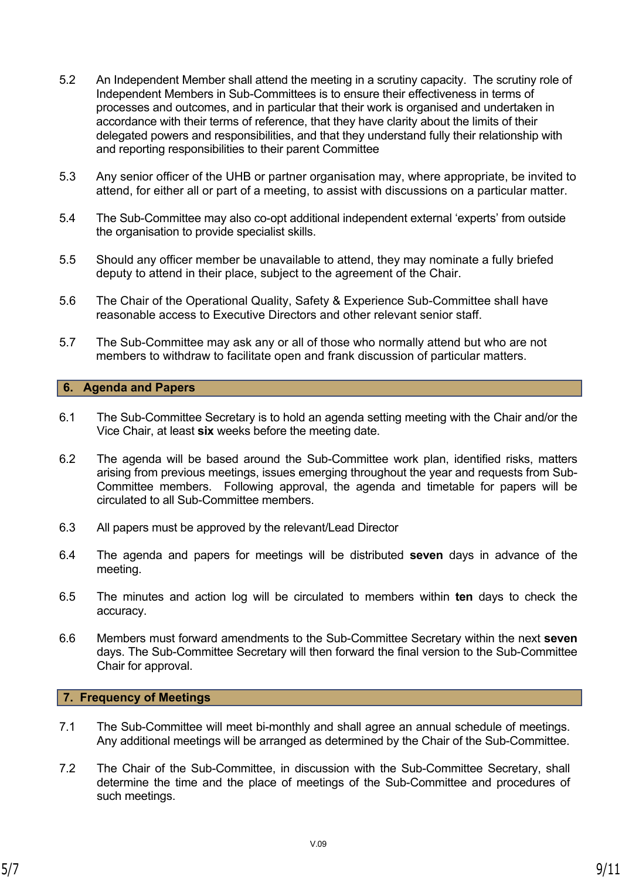5.2 An Independent Member shall attend the meeting in a scrutiny capacity. The scrutiny role of Independent Members in Sub-Committees is to ensure their effectiveness in terms of processes and outcomes, and in particular that their work is organised and undertaken in accordance with their terms of reference, that they have clarity about the limits of their delegated powers and responsibilities, and that they understand fully their relationship with and reporting responsibilities to their parent Committee

5.3 Any senior officer of the UHB or partner organisation may, where appropriate, be invited to attend, for either all or part of a meeting, to assist with discussions on a particular matter.

5.4 The Sub-Committee may also co-opt additional independent external 'experts' from outside the organisation to provide specialist skills.

5.5 Should any officer member be unavailable to attend, they may nominate a fully briefed deputy to attend in their place, subject to the agreement of the Chair.

5.6 The Chair of the Operational Quality, Safety & Experience Sub-Committee shall have reasonable access to Executive Directors and other relevant senior staff.

5.7 The Sub-Committee may ask any or all of those who normally attend but who are not members to withdraw to facilitate open and frank discussion of particular matters.

## 6. Agenda and Papers

6.1 The Sub-Committee Secretary is to hold an agenda setting meeting with the Chair and/or the Vice Chair, at least **six** weeks before the meeting date.

6.2 The agenda will be based around the Sub-Committee work plan, identified risks, matters arising from previous meetings, issues emerging throughout the year and requests from Sub-Committee members. Following approval, the agenda and timetable for papers will be circulated to all Sub-Committee members.

6.3 All papers must be approved by the relevant/Lead Director

6.4 The agenda and papers for meetings will be distributed **seven** days in advance of the meeting.

6.5 The minutes and action log will be circulated to members within **ten** days to check the accuracy.

6.6 Members must forward amendments to the Sub-Committee Secretary within the next **seven** days. The Sub-Committee Secretary will then forward the final version to the Sub-Committee Chair for approval.

## 7. Frequency of Meetings

7.1 The Sub-Committee will meet bi-monthly and shall agree an annual schedule of meetings. Any additional meetings will be arranged as determined by the Chair of the Sub-Committee.

7.2 The Chair of the Sub-Committee, in discussion with the Sub-Committee Secretary, shall determine the time and the place of meetings of the Sub-Committee and procedures of such meetings.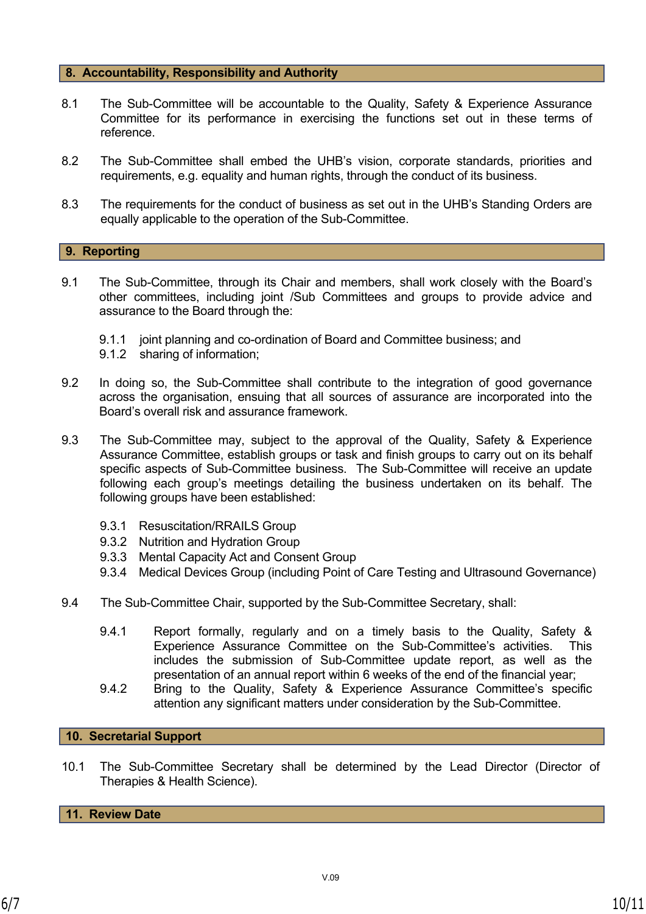## 8. Accountability, Responsibility and Authority

8.1 The Sub-Committee will be accountable to the Quality, Safety & Experience Assurance Committee for its performance in exercising the functions set out in these terms of reference.

8.2 The Sub-Committee shall embed the UHB's vision, corporate standards, priorities and requirements, e.g. equality and human rights, through the conduct of its business.

8.3 The requirements for the conduct of business as set out in the UHB's Standing Orders are equally applicable to the operation of the Sub-Committee.

## 9. Reporting

9.1 The Sub-Committee, through its Chair and members, shall work closely with the Board's other committees, including joint /Sub Committees and groups to provide advice and assurance to the Board through the:

- 9.1.1 joint planning and co-ordination of Board and Committee business; and
- 9.1.2 sharing of information;

9.2 In doing so, the Sub-Committee shall contribute to the integration of good governance across the organisation, ensuring that all sources of assurance are incorporated into the Board's overall risk and assurance framework.

9.3 The Sub-Committee may, subject to the approval of the Quality, Safety & Experience Assurance Committee, establish groups or task and finish groups to carry out on its behalf specific aspects of Sub-Committee business. The Sub-Committee will receive an update following each group's meetings detailing the business undertaken on its behalf. The following groups have been established:

- 9.3.1 Resuscitation/RRAILS Group
- 9.3.2 Nutrition and Hydration Group
- 9.3.3 Mental Capacity Act and Consent Group
- 9.3.4 Medical Devices Group (including Point of Care Testing and Ultrasound Governance)

9.4 The Sub-Committee Chair, supported by the Sub-Committee Secretary, shall:

- 9.4.1 Report formally, regularly and on a timely basis to the Quality, Safety & Experience Assurance Committee on the Sub-Committee's activities. This includes the submission of Sub-Committee update report, as well as the presentation of an annual report within 6 weeks of the end of the financial year;
- 9.4.2 Bring to the Quality, Safety & Experience Assurance Committee's specific attention any significant matters under consideration by the Sub-Committee.

## 10. Secretarial Support

10.1 The Sub-Committee Secretary shall be determined by the Lead Director (Director of Therapies & Health Science).

## 11. Review Date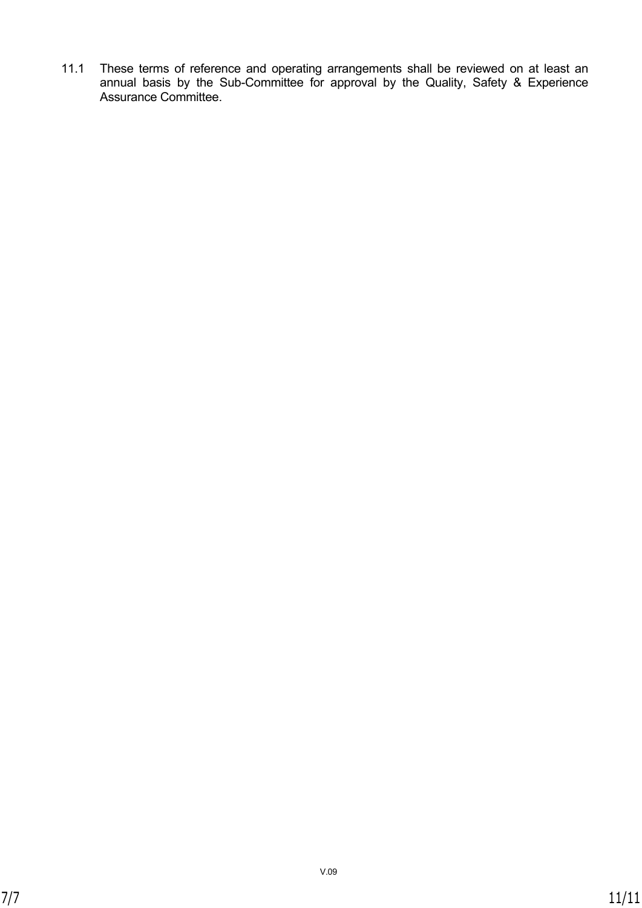11.1 These terms of reference and operating arrangements shall be reviewed on at least an annual basis by the Sub-Committee for approval by the Quality, Safety & Experience Assurance Committee.